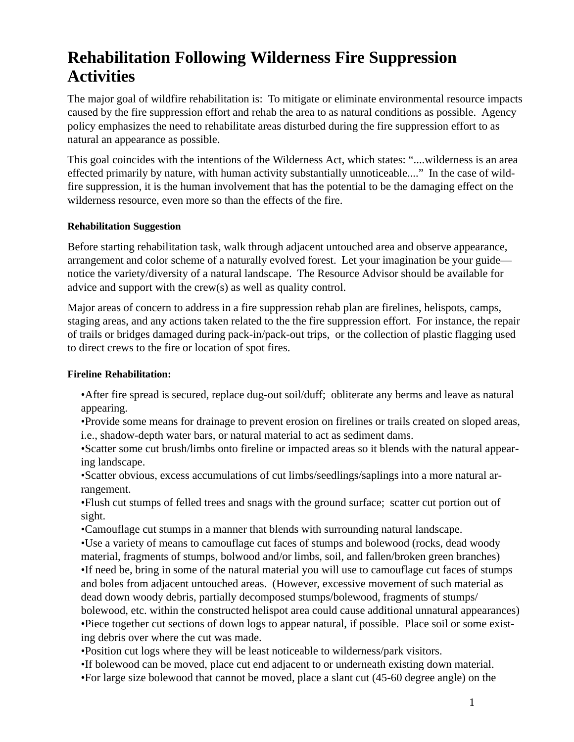# Rehabilitation Following Wilderness Fire Suppression Activities

The major goal of wildfire rehabilitation is: To mitigate or eliminate environmental resource impacts caused by the fire suppression effort and rehab the area to as natural conditions as possible. Agency policy emphasizes the need to rehabilitate areas disturbed during the fire suppression effort to as natural an appearance as possible.

This goal coincides with the intentions of the Wilderness Act, which states: "....wilderness is an area effected primarily by nature, with human activity substantially unnoticeable...." In the case of wildfire suppression, it is the human involvement that has the potential to be the damaging effect on the wilderness resource, even more so than the effects of the fire.

#### Rehabilitation Suggestion

Before starting rehabilitation task, walk through adjacent untouched area and observe appearance, arrangement and color scheme of a naturally evolved forest. Let your imagination be your guide—notice the variety/diversity of a natural landscape. The Resource Advisor should be available for advice and support with the crew(s) as well as quality control.

Major areas of concern to address in a fire suppression rehab plan are firelines, helispots, camps, staging areas, and any actions taken related to the the fire suppression effort. For instance, the repair of trails or bridges damaged during pack-in/pack-out trips, or the collection of plastic flagging used to direct crews to the fire or location of spot fires.

#### Fireline Rehabilitation:

- After fire spread is secured, replace dug-out soil/duff; obliterate any berms and leave as natural appearing.
- Provide some means for drainage to prevent erosion on firelines or trails created on sloped areas, i.e., shadow-depth water bars, or natural material to act as sediment dams.
- Scatter some cut brush/limbs onto fireline or impacted areas so it blends with the natural appearing landscape.
- Scatter obvious, excess accumulations of cut limbs/seedlings/saplings into a more natural arrangement.
- Flush cut stumps of felled trees and snags with the ground surface; scatter cut portion out of sight.
- Camouflage cut stumps in a manner that blends with surrounding natural landscape.
- Use a variety of means to camouflage cut faces of stumps and bolewood (rocks, dead woody material, fragments of stumps, bolwood and/or limbs, soil, and fallen/broken green branches)
- If need be, bring in some of the natural material you will use to camouflage cut faces of stumps and boles from adjacent untouched areas. (However, excessive movement of such material as dead down woody debris, partially decomposed stumps/bolewood, fragments of stumps/bolewood, etc. within the constructed helispot area could cause additional unnatural appearances)
- Piece together cut sections of down logs to appear natural, if possible. Place soil or some existing debris over where the cut was made.
- Position cut logs where they will be least noticeable to wilderness/park visitors.
- If bolewood can be moved, place cut end adjacent to or underneath existing down material.
- For large size bolewood that cannot be moved, place a slant cut (45-60 degree angle) on the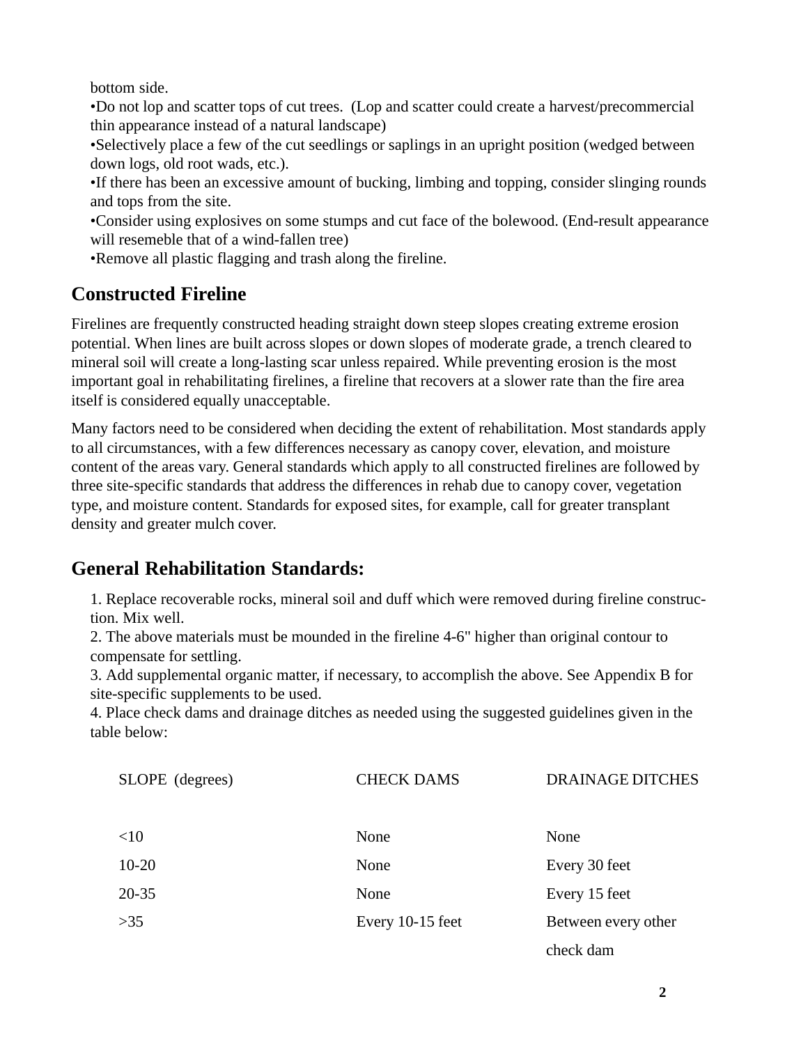bottom side.

•Do not lop and scatter tops of cut trees. (Lop and scatter could create a harvest/precommercial thin appearance instead of a natural landscape)

•Selectively place a few of the cut seedlings or saplings in an upright position (wedged between down logs, old root wads, etc.).

•If there has been an excessive amount of bucking, limbing and topping, consider slinging rounds and tops from the site.

•Consider using explosives on some stumps and cut face of the bolewood. (End-result appearance will resemeble that of a wind-fallen tree)

•Remove all plastic flagging and trash along the fireline.

## Constructed Fireline

Firelines are frequently constructed heading straight down steep slopes creating extreme erosion potential. When lines are built across slopes or down slopes of moderate grade, a trench cleared to mineral soil will create a long-lasting scar unless repaired. While preventing erosion is the most important goal in rehabilitating firelines, a fireline that recovers at a slower rate than the fire area itself is considered equally unacceptable.

Many factors need to be considered when deciding the extent of rehabilitation. Most standards apply to all circumstances, with a few differences necessary as canopy cover, elevation, and moisture content of the areas vary. General standards which apply to all constructed firelines are followed by three site-specific standards that address the differences in rehab due to canopy cover, vegetation type, and moisture content. Standards for exposed sites, for example, call for greater transplant density and greater mulch cover.

## General Rehabilitation Standards:

1. Replace recoverable rocks, mineral soil and duff which were removed during fireline construction. Mix well.
2. The above materials must be mounded in the fireline 4-6" higher than original contour to compensate for settling.
3. Add supplemental organic matter, if necessary, to accomplish the above. See Appendix B for site-specific supplements to be used.
4. Place check dams and drainage ditches as needed using the suggested guidelines given in the table below:

| SLOPE (degrees) | CHECK DAMS | DRAINAGE DITCHES |
|---|---|---|
| <10 | None | None |
| 10-20 | None | Every 30 feet |
| 20-35 | None | Every 15 feet |
| >35 | Every 10-15 feet | Between every other check dam |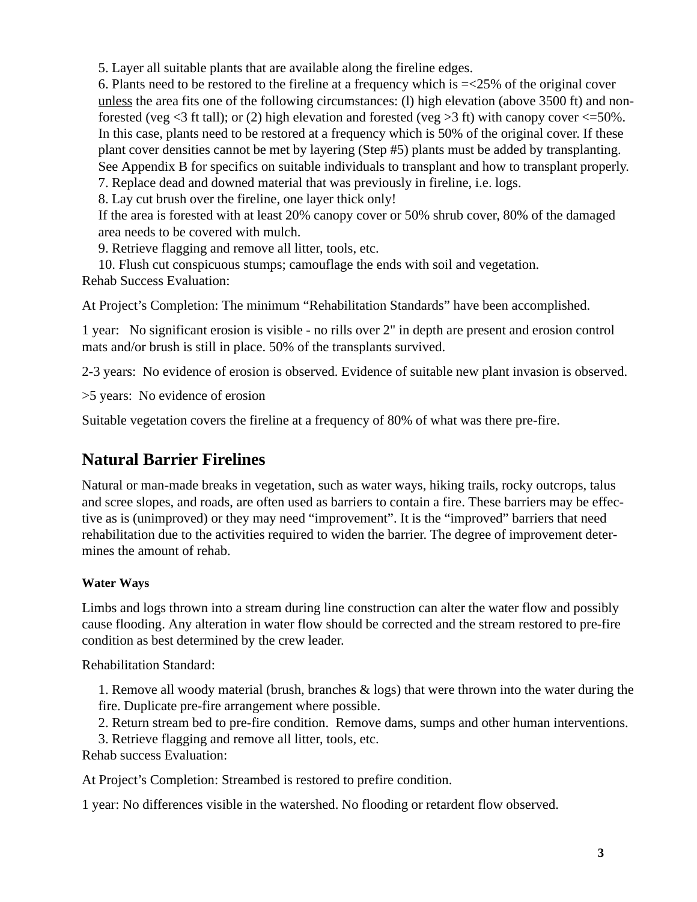5. Layer all suitable plants that are available along the fireline edges.
6. Plants need to be restored to the fireline at a frequency which is =<25% of the original cover unless the area fits one of the following circumstances: (l) high elevation (above 3500 ft) and non-forested (veg <3 ft tall); or (2) high elevation and forested (veg >3 ft) with canopy cover <=50%. In this case, plants need to be restored at a frequency which is 50% of the original cover. If these plant cover densities cannot be met by layering (Step #5) plants must be added by transplanting. See Appendix B for specifics on suitable individuals to transplant and how to transplant properly.
7. Replace dead and downed material that was previously in fireline, i.e. logs.
8. Lay cut brush over the fireline, one layer thick only!
If the area is forested with at least 20% canopy cover or 50% shrub cover, 80% of the damaged area needs to be covered with mulch.
9. Retrieve flagging and remove all litter, tools, etc.
10. Flush cut conspicuous stumps; camouflage the ends with soil and vegetation.

Rehab Success Evaluation:

At Project's Completion: The minimum "Rehabilitation Standards" have been accomplished.

1 year: No significant erosion is visible - no rills over 2" in depth are present and erosion control mats and/or brush is still in place. 50% of the transplants survived.

2-3 years: No evidence of erosion is observed. Evidence of suitable new plant invasion is observed.

>5 years: No evidence of erosion

Suitable vegetation covers the fireline at a frequency of 80% of what was there pre-fire.

## Natural Barrier Firelines

Natural or man-made breaks in vegetation, such as water ways, hiking trails, rocky outcrops, talus and scree slopes, and roads, are often used as barriers to contain a fire. These barriers may be effective as is (unimproved) or they may need "improvement". It is the "improved" barriers that need rehabilitation due to the activities required to widen the barrier. The degree of improvement determines the amount of rehab.

### Water Ways

Limbs and logs thrown into a stream during line construction can alter the water flow and possibly cause flooding. Any alteration in water flow should be corrected and the stream restored to pre-fire condition as best determined by the crew leader.

Rehabilitation Standard:

1. Remove all woody material (brush, branches & logs) that were thrown into the water during the fire. Duplicate pre-fire arrangement where possible.
2. Return stream bed to pre-fire condition. Remove dams, sumps and other human interventions.
3. Retrieve flagging and remove all litter, tools, etc.

Rehab success Evaluation:

At Project's Completion: Streambed is restored to prefire condition.

1 year: No differences visible in the watershed. No flooding or retardent flow observed.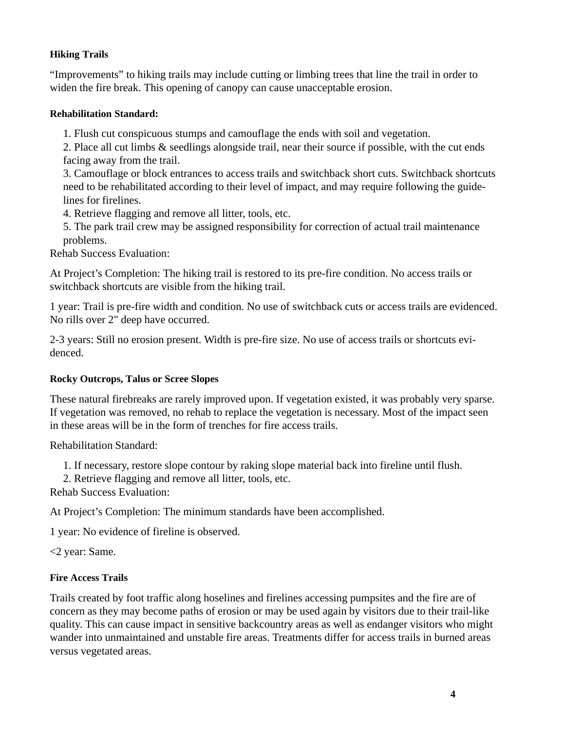#### Hiking Trails

"Improvements" to hiking trails may include cutting or limbing trees that line the trail in order to widen the fire break. This opening of canopy can cause unacceptable erosion.

**Rehabilitation Standard:**

1. Flush cut conspicuous stumps and camouflage the ends with soil and vegetation.
2. Place all cut limbs & seedlings alongside trail, near their source if possible, with the cut ends facing away from the trail.
3. Camouflage or block entrances to access trails and switchback short cuts. Switchback shortcuts need to be rehabilitated according to their level of impact, and may require following the guidelines for firelines.
4. Retrieve flagging and remove all litter, tools, etc.
5. The park trail crew may be assigned responsibility for correction of actual trail maintenance problems.

Rehab Success Evaluation:

At Project's Completion: The hiking trail is restored to its pre-fire condition. No access trails or switchback shortcuts are visible from the hiking trail.

1 year: Trail is pre-fire width and condition. No use of switchback cuts or access trails are evidenced. No rills over 2" deep have occurred.

2-3 years: Still no erosion present. Width is pre-fire size. No use of access trails or shortcuts evidenced.

#### Rocky Outcrops, Talus or Scree Slopes

These natural firebreaks are rarely improved upon. If vegetation existed, it was probably very sparse. If vegetation was removed, no rehab to replace the vegetation is necessary. Most of the impact seen in these areas will be in the form of trenches for fire access trails.

Rehabilitation Standard:

1. If necessary, restore slope contour by raking slope material back into fireline until flush.
2. Retrieve flagging and remove all litter, tools, etc.

Rehab Success Evaluation:

At Project's Completion: The minimum standards have been accomplished.

1 year: No evidence of fireline is observed.

<2 year: Same.

#### Fire Access Trails

Trails created by foot traffic along hoselines and firelines accessing pumpsites and the fire are of concern as they may become paths of erosion or may be used again by visitors due to their trail-like quality. This can cause impact in sensitive backcountry areas as well as endanger visitors who might wander into unmaintained and unstable fire areas. Treatments differ for access trails in burned areas versus vegetated areas.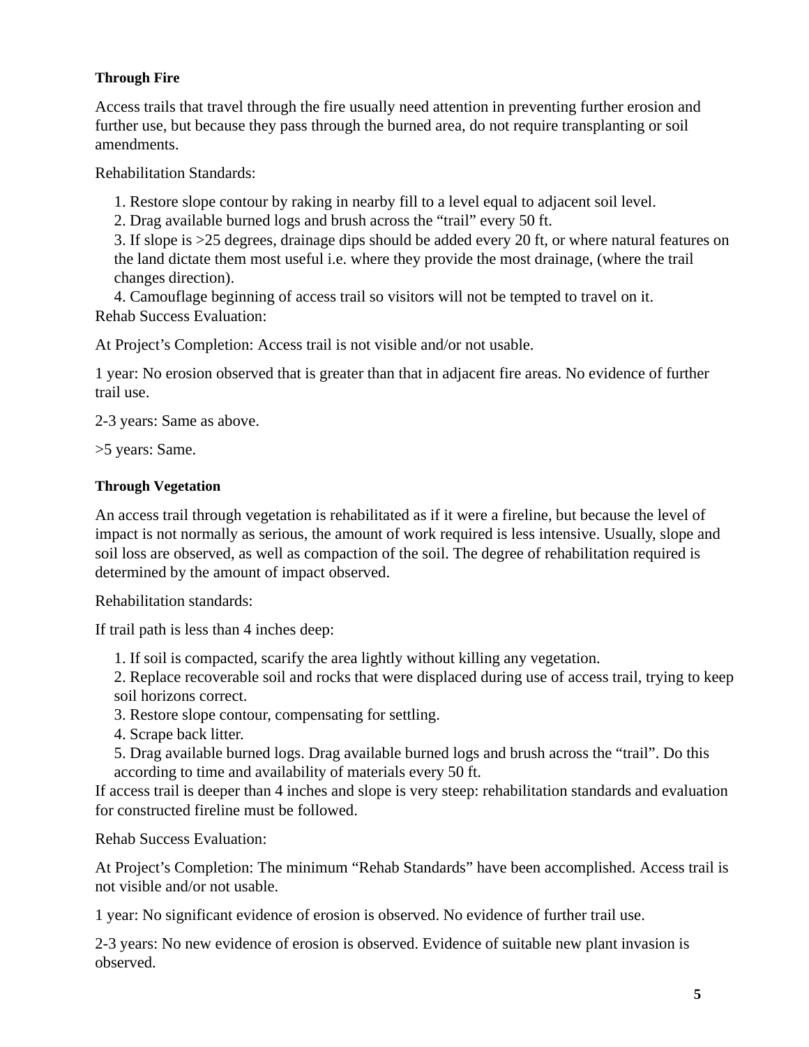#### Through Fire

Access trails that travel through the fire usually need attention in preventing further erosion and further use, but because they pass through the burned area, do not require transplanting or soil amendments.

Rehabilitation Standards:

1. Restore slope contour by raking in nearby fill to a level equal to adjacent soil level.
2. Drag available burned logs and brush across the "trail" every 50 ft.
3. If slope is >25 degrees, drainage dips should be added every 20 ft, or where natural features on the land dictate them most useful i.e. where they provide the most drainage, (where the trail changes direction).
4. Camouflage beginning of access trail so visitors will not be tempted to travel on it.

Rehab Success Evaluation:

At Project's Completion: Access trail is not visible and/or not usable.

1 year: No erosion observed that is greater than that in adjacent fire areas. No evidence of further trail use.

2-3 years: Same as above.

>5 years: Same.

#### Through Vegetation

An access trail through vegetation is rehabilitated as if it were a fireline, but because the level of impact is not normally as serious, the amount of work required is less intensive. Usually, slope and soil loss are observed, as well as compaction of the soil. The degree of rehabilitation required is determined by the amount of impact observed.

Rehabilitation standards:

If trail path is less than 4 inches deep:

1. If soil is compacted, scarify the area lightly without killing any vegetation.
2. Replace recoverable soil and rocks that were displaced during use of access trail, trying to keep soil horizons correct.
3. Restore slope contour, compensating for settling.
4. Scrape back litter.
5. Drag available burned logs. Drag available burned logs and brush across the "trail". Do this according to time and availability of materials every 50 ft.

If access trail is deeper than 4 inches and slope is very steep: rehabilitation standards and evaluation for constructed fireline must be followed.

Rehab Success Evaluation:

At Project's Completion: The minimum "Rehab Standards" have been accomplished. Access trail is not visible and/or not usable.

1 year: No significant evidence of erosion is observed. No evidence of further trail use.

2-3 years: No new evidence of erosion is observed. Evidence of suitable new plant invasion is observed.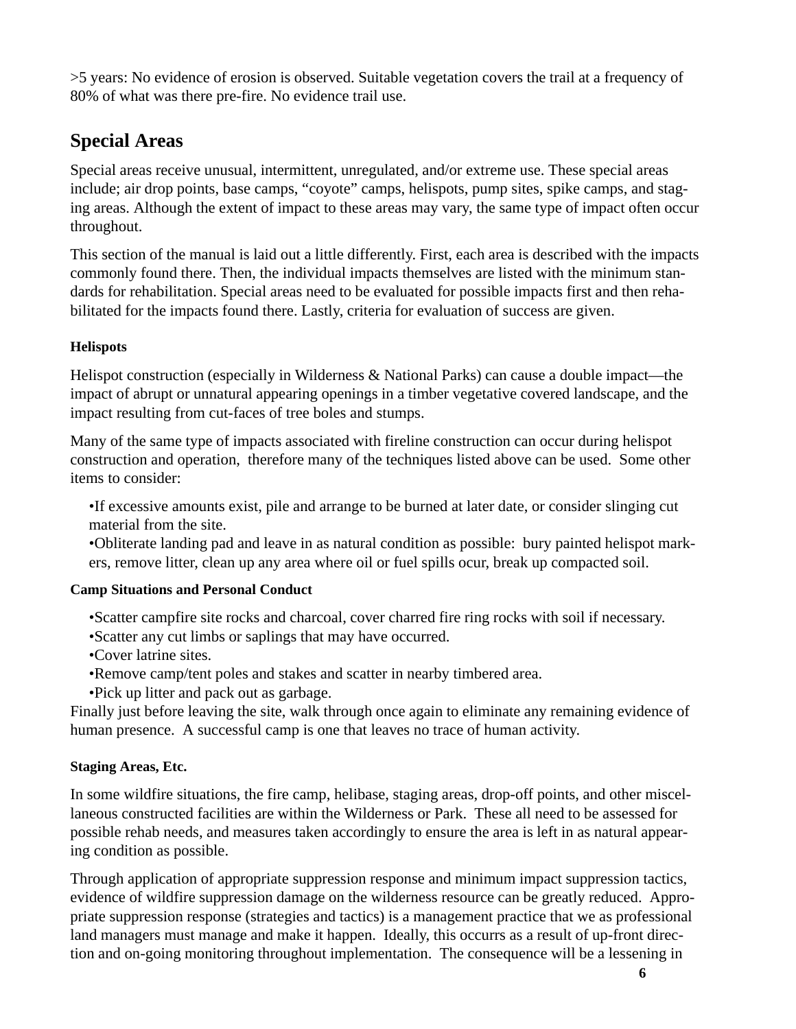>5 years: No evidence of erosion is observed. Suitable vegetation covers the trail at a frequency of 80% of what was there pre-fire. No evidence trail use.

## Special Areas

Special areas receive unusual, intermittent, unregulated, and/or extreme use. These special areas include; air drop points, base camps, "coyote" camps, helispots, pump sites, spike camps, and staging areas. Although the extent of impact to these areas may vary, the same type of impact often occur throughout.

This section of the manual is laid out a little differently. First, each area is described with the impacts commonly found there. Then, the individual impacts themselves are listed with the minimum standards for rehabilitation. Special areas need to be evaluated for possible impacts first and then rehabilitated for the impacts found there. Lastly, criteria for evaluation of success are given.

#### Helispots

Helispot construction (especially in Wilderness & National Parks) can cause a double impact—the impact of abrupt or unnatural appearing openings in a timber vegetative covered landscape, and the impact resulting from cut-faces of tree boles and stumps.

Many of the same type of impacts associated with fireline construction can occur during helispot construction and operation, therefore many of the techniques listed above can be used. Some other items to consider:

- If excessive amounts exist, pile and arrange to be burned at later date, or consider slinging cut material from the site.
- Obliterate landing pad and leave in as natural condition as possible: bury painted helispot markers, remove litter, clean up any area where oil or fuel spills ocur, break up compacted soil.

#### Camp Situations and Personal Conduct

- Scatter campfire site rocks and charcoal, cover charred fire ring rocks with soil if necessary.
- Scatter any cut limbs or saplings that may have occurred.
- Cover latrine sites.
- Remove camp/tent poles and stakes and scatter in nearby timbered area.
- Pick up litter and pack out as garbage.

Finally just before leaving the site, walk through once again to eliminate any remaining evidence of human presence. A successful camp is one that leaves no trace of human activity.

#### Staging Areas, Etc.

In some wildfire situations, the fire camp, helibase, staging areas, drop-off points, and other miscellaneous constructed facilities are within the Wilderness or Park. These all need to be assessed for possible rehab needs, and measures taken accordingly to ensure the area is left in as natural appearing condition as possible.

Through application of appropriate suppression response and minimum impact suppression tactics, evidence of wildfire suppression damage on the wilderness resource can be greatly reduced. Appropriate suppression response (strategies and tactics) is a management practice that we as professional land managers must manage and make it happen. Ideally, this occurrs as a result of up-front direction and on-going monitoring throughout implementation. The consequence will be a lessening in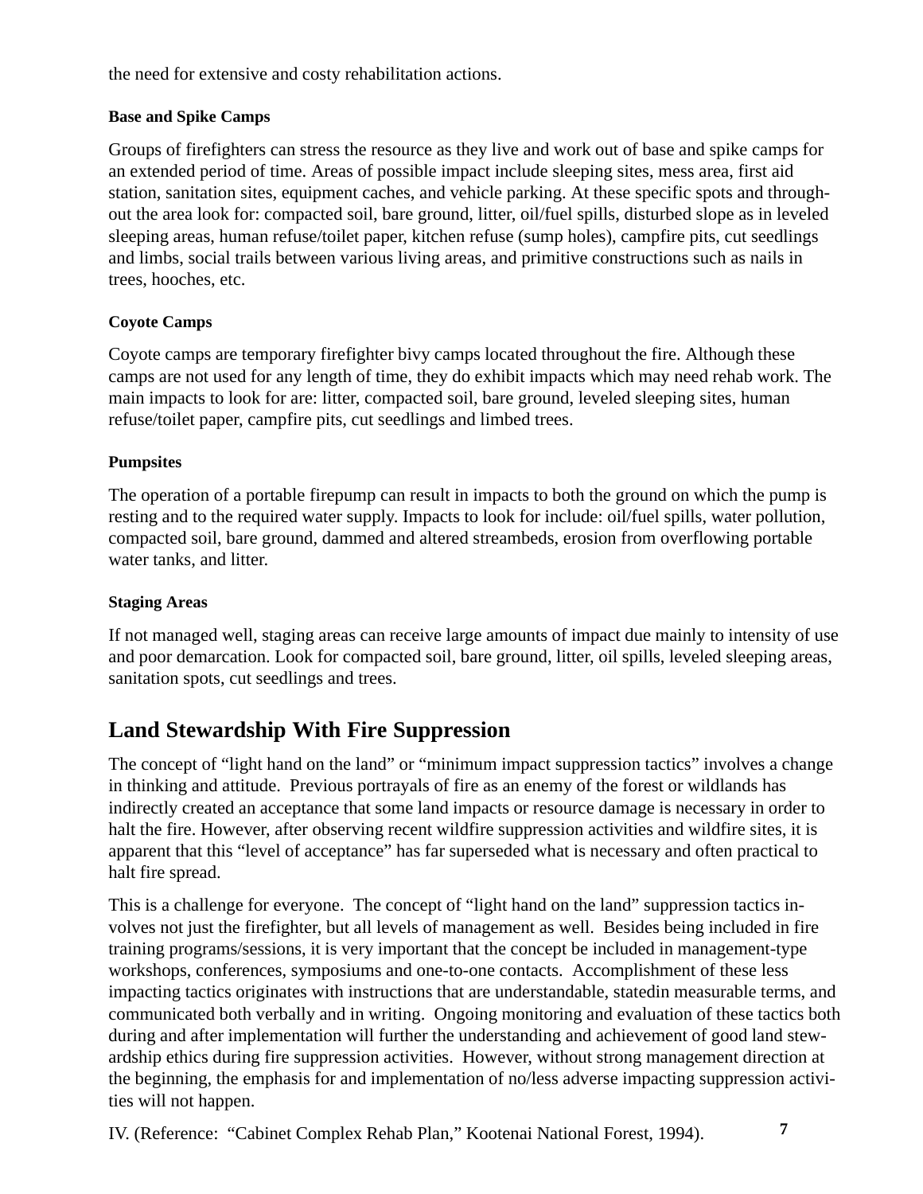the need for extensive and costy rehabilitation actions.

#### Base and Spike Camps

Groups of firefighters can stress the resource as they live and work out of base and spike camps for an extended period of time. Areas of possible impact include sleeping sites, mess area, first aid station, sanitation sites, equipment caches, and vehicle parking. At these specific spots and throughout the area look for: compacted soil, bare ground, litter, oil/fuel spills, disturbed slope as in leveled sleeping areas, human refuse/toilet paper, kitchen refuse (sump holes), campfire pits, cut seedlings and limbs, social trails between various living areas, and primitive constructions such as nails in trees, hooches, etc.

#### Coyote Camps

Coyote camps are temporary firefighter bivy camps located throughout the fire. Although these camps are not used for any length of time, they do exhibit impacts which may need rehab work. The main impacts to look for are: litter, compacted soil, bare ground, leveled sleeping sites, human refuse/toilet paper, campfire pits, cut seedlings and limbed trees.

#### Pumpsites

The operation of a portable firepump can result in impacts to both the ground on which the pump is resting and to the required water supply. Impacts to look for include: oil/fuel spills, water pollution, compacted soil, bare ground, dammed and altered streambeds, erosion from overflowing portable water tanks, and litter.

#### Staging Areas

If not managed well, staging areas can receive large amounts of impact due mainly to intensity of use and poor demarcation. Look for compacted soil, bare ground, litter, oil spills, leveled sleeping areas, sanitation spots, cut seedlings and trees.

## Land Stewardship With Fire Suppression

The concept of "light hand on the land" or "minimum impact suppression tactics" involves a change in thinking and attitude. Previous portrayals of fire as an enemy of the forest or wildlands has indirectly created an acceptance that some land impacts or resource damage is necessary in order to halt the fire. However, after observing recent wildfire suppression activities and wildfire sites, it is apparent that this "level of acceptance" has far superseded what is necessary and often practical to halt fire spread.

This is a challenge for everyone. The concept of "light hand on the land" suppression tactics involves not just the firefighter, but all levels of management as well. Besides being included in fire training programs/sessions, it is very important that the concept be included in management-type workshops, conferences, symposiums and one-to-one contacts. Accomplishment of these less impacting tactics originates with instructions that are understandable, statedin measurable terms, and communicated both verbally and in writing. Ongoing monitoring and evaluation of these tactics both during and after implementation will further the understanding and achievement of good land stewardship ethics during fire suppression activities. However, without strong management direction at the beginning, the emphasis for and implementation of no/less adverse impacting suppression activities will not happen.

IV. (Reference: "Cabinet Complex Rehab Plan," Kootenai National Forest, 1994).